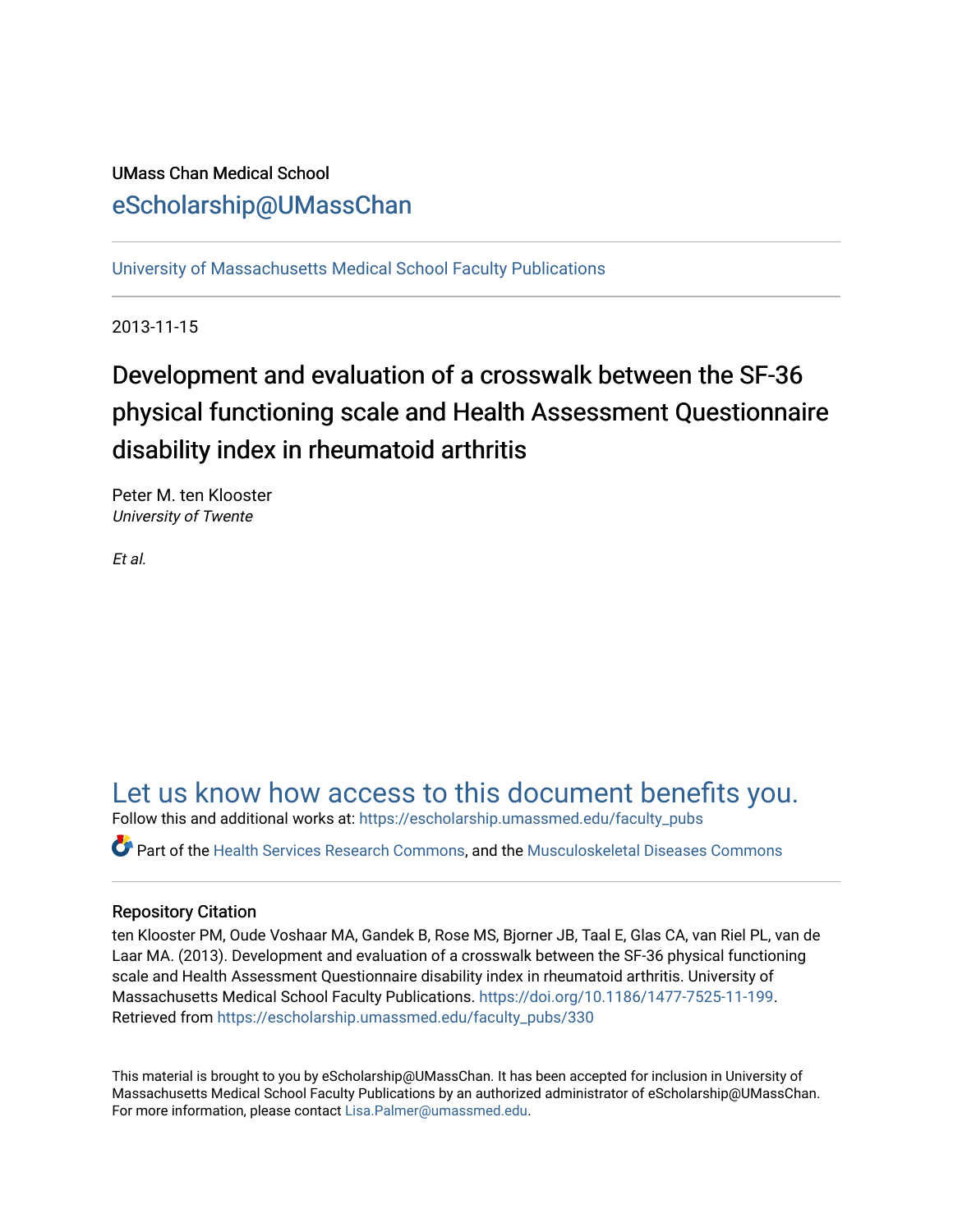UMass Chan Medical School

eScholarship@UMassChan

University of Massachusetts Medical School Faculty Publications

2013-11-15

# Development and evaluation of a crosswalk between the SF-36 physical functioning scale and Health Assessment Questionnaire disability index in rheumatoid arthritis

Peter M. ten Klooster
*University of Twente*

*Et al.*

## Let us know how access to this document benefits you.

Follow this and additional works at: https://escholarship.umassmed.edu/faculty_pubs

Part of the Health Services Research Commons, and the Musculoskeletal Diseases Commons

### Repository Citation

ten Klooster PM, Oude Voshaar MA, Gandek B, Rose MS, Bjorner JB, Taal E, Glas CA, van Riel PL, van de Laar MA. (2013). Development and evaluation of a crosswalk between the SF-36 physical functioning scale and Health Assessment Questionnaire disability index in rheumatoid arthritis. University of Massachusetts Medical School Faculty Publications. https://doi.org/10.1186/1477-7525-11-199. Retrieved from https://escholarship.umassmed.edu/faculty_pubs/330

This material is brought to you by eScholarship@UMassChan. It has been accepted for inclusion in University of Massachusetts Medical School Faculty Publications by an authorized administrator of eScholarship@UMassChan. For more information, please contact Lisa.Palmer@umassmed.edu.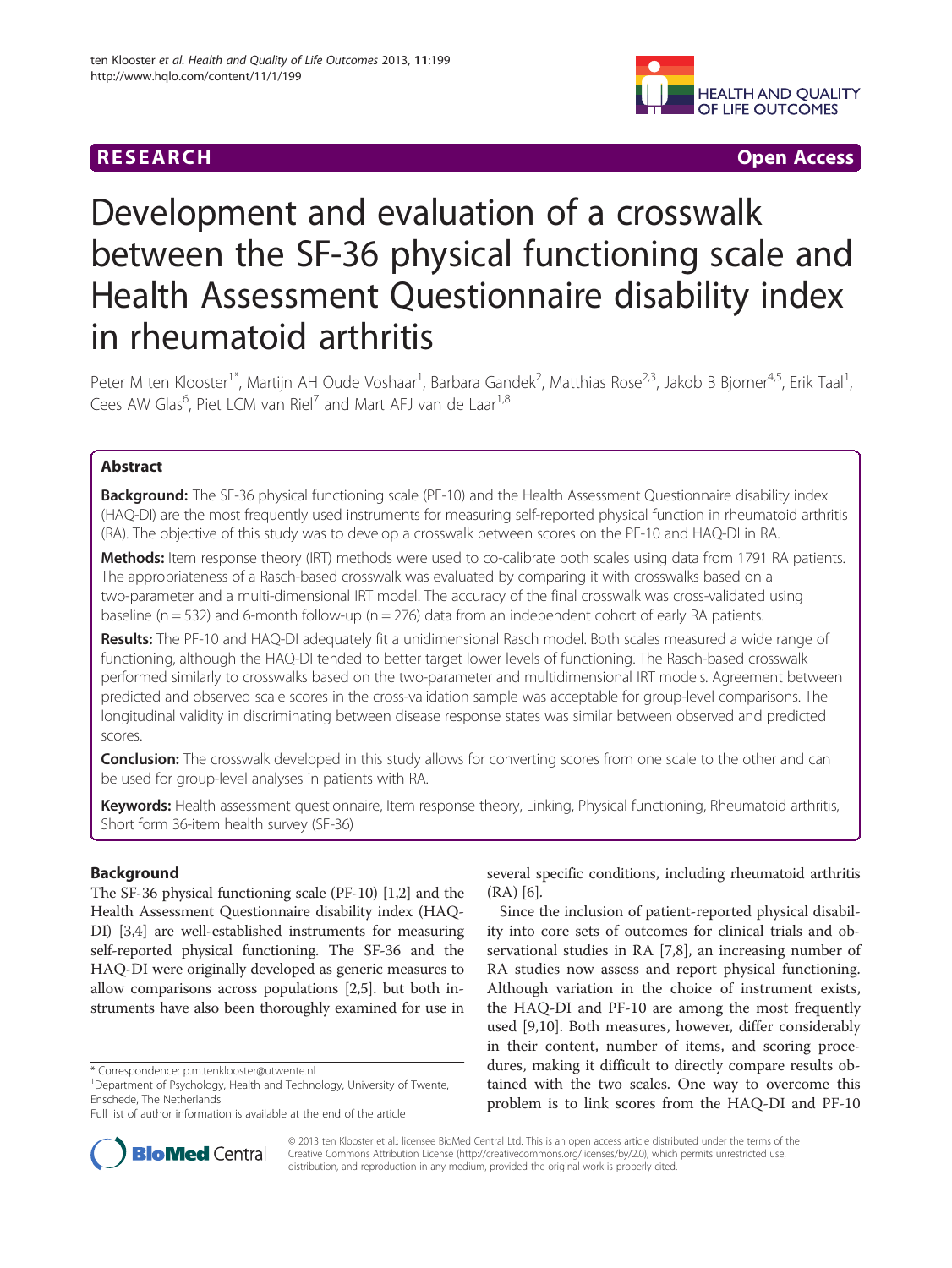# Development and evaluation of a crosswalk between the SF-36 physical functioning scale and Health Assessment Questionnaire disability index in rheumatoid arthritis

Peter M ten Klooster[1*], Martijn AH Oude Voshaar[1], Barbara Gandek[2], Matthias Rose[2,3], Jakob B Bjorner[4,5], Erik Taal[1], Cees AW Glas[6], Piet LCM van Riel[7] and Mart AFJ van de Laar[1,8]

## Abstract

**Background:** The SF-36 physical functioning scale (PF-10) and the Health Assessment Questionnaire disability index (HAQ-DI) are the most frequently used instruments for measuring self-reported physical function in rheumatoid arthritis (RA). The objective of this study was to develop a crosswalk between scores on the PF-10 and HAQ-DI in RA.

**Methods:** Item response theory (IRT) methods were used to co-calibrate both scales using data from 1791 RA patients. The appropriateness of a Rasch-based crosswalk was evaluated by comparing it with crosswalks based on a two-parameter and a multi-dimensional IRT model. The accuracy of the final crosswalk was cross-validated using baseline (n = 532) and 6-month follow-up (n = 276) data from an independent cohort of early RA patients.

**Results:** The PF-10 and HAQ-DI adequately fit a unidimensional Rasch model. Both scales measured a wide range of functioning, although the HAQ-DI tended to better target lower levels of functioning. The Rasch-based crosswalk performed similarly to crosswalks based on the two-parameter and multidimensional IRT models. Agreement between predicted and observed scale scores in the cross-validation sample was acceptable for group-level comparisons. The longitudinal validity in discriminating between disease response states was similar between observed and predicted scores.

**Conclusion:** The crosswalk developed in this study allows for converting scores from one scale to the other and can be used for group-level analyses in patients with RA.

**Keywords:** Health assessment questionnaire, Item response theory, Linking, Physical functioning, Rheumatoid arthritis, Short form 36-item health survey (SF-36)

## Background

The SF-36 physical functioning scale (PF-10) [1,2] and the Health Assessment Questionnaire disability index (HAQ-DI) [3,4] are well-established instruments for measuring self-reported physical functioning. The SF-36 and the HAQ-DI were originally developed as generic measures to allow comparisons across populations [2,5]. but both instruments have also been thoroughly examined for use in several specific conditions, including rheumatoid arthritis (RA) [6].

Since the inclusion of patient-reported physical disability into core sets of outcomes for clinical trials and observational studies in RA [7,8], an increasing number of RA studies now assess and report physical functioning. Although variation in the choice of instrument exists, the HAQ-DI and PF-10 are among the most frequently used [9,10]. Both measures, however, differ considerably in their content, number of items, and scoring procedures, making it difficult to directly compare results obtained with the two scales. One way to overcome this problem is to link scores from the HAQ-DI and PF-10

\* Correspondence: p.m.tenklooster@utwente.nl
[1]Department of Psychology, Health and Technology, University of Twente, Enschede, The Netherlands
Full list of author information is available at the end of the article

© 2013 ten Klooster et al.; licensee BioMed Central Ltd. This is an open access article distributed under the terms of the Creative Commons Attribution License (http://creativecommons.org/licenses/by/2.0), which permits unrestricted use, distribution, and reproduction in any medium, provided the original work is properly cited.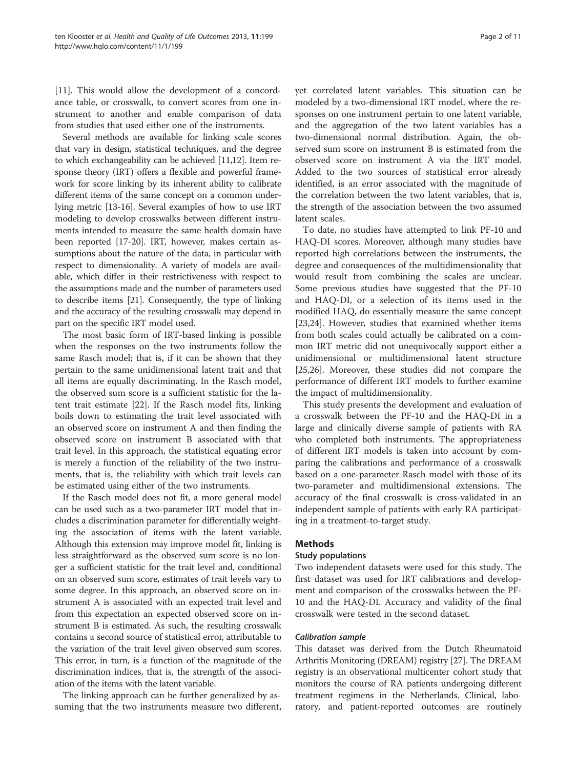[11]. This would allow the development of a concordance table, or crosswalk, to convert scores from one instrument to another and enable comparison of data from studies that used either one of the instruments.

Several methods are available for linking scale scores that vary in design, statistical techniques, and the degree to which exchangeability can be achieved [11,12]. Item response theory (IRT) offers a flexible and powerful framework for score linking by its inherent ability to calibrate different items of the same concept on a common underlying metric [13-16]. Several examples of how to use IRT modeling to develop crosswalks between different instruments intended to measure the same health domain have been reported [17-20]. IRT, however, makes certain assumptions about the nature of the data, in particular with respect to dimensionality. A variety of models are available, which differ in their restrictiveness with respect to the assumptions made and the number of parameters used to describe items [21]. Consequently, the type of linking and the accuracy of the resulting crosswalk may depend in part on the specific IRT model used.

The most basic form of IRT-based linking is possible when the responses on the two instruments follow the same Rasch model; that is, if it can be shown that they pertain to the same unidimensional latent trait and that all items are equally discriminating. In the Rasch model, the observed sum score is a sufficient statistic for the latent trait estimate [22]. If the Rasch model fits, linking boils down to estimating the trait level associated with an observed score on instrument A and then finding the observed score on instrument B associated with that trait level. In this approach, the statistical equating error is merely a function of the reliability of the two instruments, that is, the reliability with which trait levels can be estimated using either of the two instruments.

If the Rasch model does not fit, a more general model can be used such as a two-parameter IRT model that includes a discrimination parameter for differentially weighting the association of items with the latent variable. Although this extension may improve model fit, linking is less straightforward as the observed sum score is no longer a sufficient statistic for the trait level and, conditional on an observed sum score, estimates of trait levels vary to some degree. In this approach, an observed score on instrument A is associated with an expected trait level and from this expectation an expected observed score on instrument B is estimated. As such, the resulting crosswalk contains a second source of statistical error, attributable to the variation of the trait level given observed sum scores. This error, in turn, is a function of the magnitude of the discrimination indices, that is, the strength of the association of the items with the latent variable.

The linking approach can be further generalized by assuming that the two instruments measure two different, yet correlated latent variables. This situation can be modeled by a two-dimensional IRT model, where the responses on one instrument pertain to one latent variable, and the aggregation of the two latent variables has a two-dimensional normal distribution. Again, the observed sum score on instrument B is estimated from the observed score on instrument A via the IRT model. Added to the two sources of statistical error already identified, is an error associated with the magnitude of the correlation between the two latent variables, that is, the strength of the association between the two assumed latent scales.

To date, no studies have attempted to link PF-10 and HAQ-DI scores. Moreover, although many studies have reported high correlations between the instruments, the degree and consequences of the multidimensionality that would result from combining the scales are unclear. Some previous studies have suggested that the PF-10 and HAQ-DI, or a selection of its items used in the modified HAQ, do essentially measure the same concept [23,24]. However, studies that examined whether items from both scales could actually be calibrated on a common IRT metric did not unequivocally support either a unidimensional or multidimensional latent structure [25,26]. Moreover, these studies did not compare the performance of different IRT models to further examine the impact of multidimensionality.

This study presents the development and evaluation of a crosswalk between the PF-10 and the HAQ-DI in a large and clinically diverse sample of patients with RA who completed both instruments. The appropriateness of different IRT models is taken into account by comparing the calibrations and performance of a crosswalk based on a one-parameter Rasch model with those of its two-parameter and multidimensional extensions. The accuracy of the final crosswalk is cross-validated in an independent sample of patients with early RA participating in a treatment-to-target study.

## Methods

### Study populations

Two independent datasets were used for this study. The first dataset was used for IRT calibrations and development and comparison of the crosswalks between the PF-10 and the HAQ-DI. Accuracy and validity of the final crosswalk were tested in the second dataset.

#### *Calibration sample*

This dataset was derived from the Dutch Rheumatoid Arthritis Monitoring (DREAM) registry [27]. The DREAM registry is an observational multicenter cohort study that monitors the course of RA patients undergoing different treatment regimens in the Netherlands. Clinical, laboratory, and patient-reported outcomes are routinely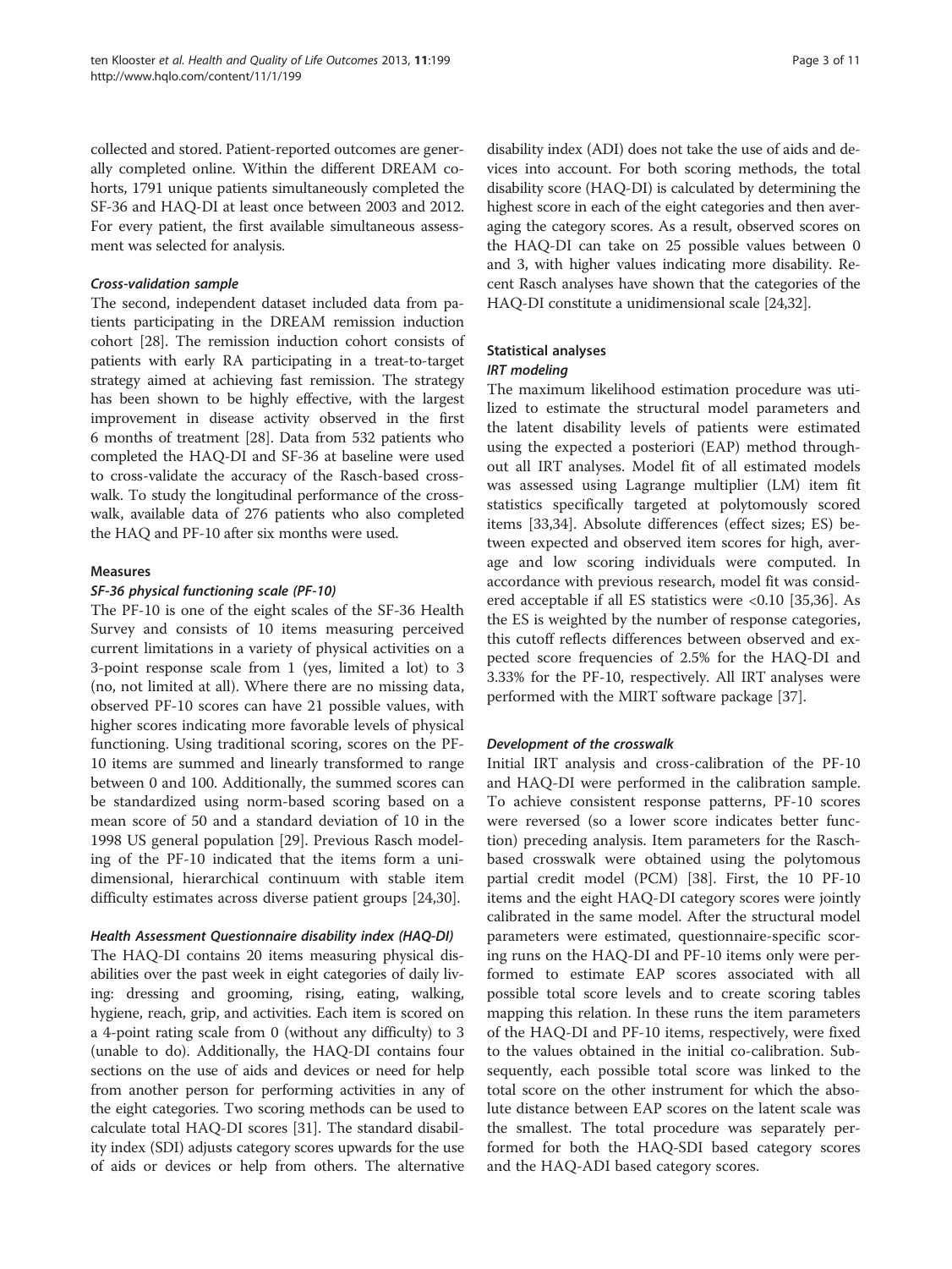collected and stored. Patient-reported outcomes are generally completed online. Within the different DREAM cohorts, 1791 unique patients simultaneously completed the SF-36 and HAQ-DI at least once between 2003 and 2012. For every patient, the first available simultaneous assessment was selected for analysis.

#### *Cross-validation sample*

The second, independent dataset included data from patients participating in the DREAM remission induction cohort [28]. The remission induction cohort consists of patients with early RA participating in a treat-to-target strategy aimed at achieving fast remission. The strategy has been shown to be highly effective, with the largest improvement in disease activity observed in the first 6 months of treatment [28]. Data from 532 patients who completed the HAQ-DI and SF-36 at baseline were used to cross-validate the accuracy of the Rasch-based crosswalk. To study the longitudinal performance of the crosswalk, available data of 276 patients who also completed the HAQ and PF-10 after six months were used.

### Measures

#### *SF-36 physical functioning scale (PF-10)*

The PF-10 is one of the eight scales of the SF-36 Health Survey and consists of 10 items measuring perceived current limitations in a variety of physical activities on a 3-point response scale from 1 (yes, limited a lot) to 3 (no, not limited at all). Where there are no missing data, observed PF-10 scores can have 21 possible values, with higher scores indicating more favorable levels of physical functioning. Using traditional scoring, scores on the PF-10 items are summed and linearly transformed to range between 0 and 100. Additionally, the summed scores can be standardized using norm-based scoring based on a mean score of 50 and a standard deviation of 10 in the 1998 US general population [29]. Previous Rasch modeling of the PF-10 indicated that the items form a unidimensional, hierarchical continuum with stable item difficulty estimates across diverse patient groups [24,30].

#### *Health Assessment Questionnaire disability index (HAQ-DI)*

The HAQ-DI contains 20 items measuring physical disabilities over the past week in eight categories of daily living: dressing and grooming, rising, eating, walking, hygiene, reach, grip, and activities. Each item is scored on a 4-point rating scale from 0 (without any difficulty) to 3 (unable to do). Additionally, the HAQ-DI contains four sections on the use of aids and devices or need for help from another person for performing activities in any of the eight categories. Two scoring methods can be used to calculate total HAQ-DI scores [31]. The standard disability index (SDI) adjusts category scores upwards for the use of aids or devices or help from others. The alternative disability index (ADI) does not take the use of aids and devices into account. For both scoring methods, the total disability score (HAQ-DI) is calculated by determining the highest score in each of the eight categories and then averaging the category scores. As a result, observed scores on the HAQ-DI can take on 25 possible values between 0 and 3, with higher values indicating more disability. Recent Rasch analyses have shown that the categories of the HAQ-DI constitute a unidimensional scale [24,32].

### Statistical analyses

#### *IRT modeling*

The maximum likelihood estimation procedure was utilized to estimate the structural model parameters and the latent disability levels of patients were estimated using the expected a posteriori (EAP) method throughout all IRT analyses. Model fit of all estimated models was assessed using Lagrange multiplier (LM) item fit statistics specifically targeted at polytomously scored items [33,34]. Absolute differences (effect sizes; ES) between expected and observed item scores for high, average and low scoring individuals were computed. In accordance with previous research, model fit was considered acceptable if all ES statistics were <0.10 [35,36]. As the ES is weighted by the number of response categories, this cutoff reflects differences between observed and expected score frequencies of 2.5% for the HAQ-DI and 3.33% for the PF-10, respectively. All IRT analyses were performed with the MIRT software package [37].

#### *Development of the crosswalk*

Initial IRT analysis and cross-calibration of the PF-10 and HAQ-DI were performed in the calibration sample. To achieve consistent response patterns, PF-10 scores were reversed (so a lower score indicates better function) preceding analysis. Item parameters for the Rasch-based crosswalk were obtained using the polytomous partial credit model (PCM) [38]. First, the 10 PF-10 items and the eight HAQ-DI category scores were jointly calibrated in the same model. After the structural model parameters were estimated, questionnaire-specific scoring runs on the HAQ-DI and PF-10 items only were performed to estimate EAP scores associated with all possible total score levels and to create scoring tables mapping this relation. In these runs the item parameters of the HAQ-DI and PF-10 items, respectively, were fixed to the values obtained in the initial co-calibration. Subsequently, each possible total score was linked to the total score on the other instrument for which the absolute distance between EAP scores on the latent scale was the smallest. The total procedure was separately performed for both the HAQ-SDI based category scores and the HAQ-ADI based category scores.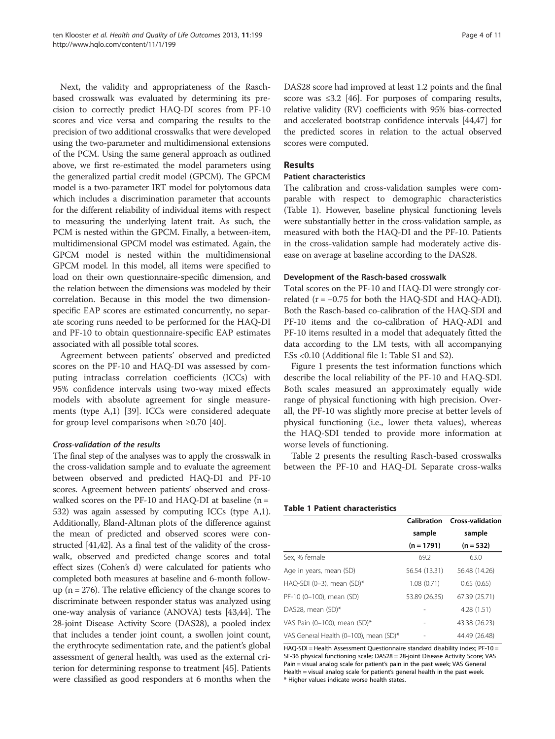Next, the validity and appropriateness of the Rasch-based crosswalk was evaluated by determining its precision to correctly predict HAQ-DI scores from PF-10 scores and vice versa and comparing the results to the precision of two additional crosswalks that were developed using the two-parameter and multidimensional extensions of the PCM. Using the same general approach as outlined above, we first re-estimated the model parameters using the generalized partial credit model (GPCM). The GPCM model is a two-parameter IRT model for polytomous data which includes a discrimination parameter that accounts for the different reliability of individual items with respect to measuring the underlying latent trait. As such, the PCM is nested within the GPCM. Finally, a between-item, multidimensional GPCM model was estimated. Again, the GPCM model is nested within the multidimensional GPCM model. In this model, all items were specified to load on their own questionnaire-specific dimension, and the relation between the dimensions was modeled by their correlation. Because in this model the two dimension-specific EAP scores are estimated concurrently, no separate scoring runs needed to be performed for the HAQ-DI and PF-10 to obtain questionnaire-specific EAP estimates associated with all possible total scores.

Agreement between patients' observed and predicted scores on the PF-10 and HAQ-DI was assessed by computing intraclass correlation coefficients (ICCs) with 95% confidence intervals using two-way mixed effects models with absolute agreement for single measurements (type A,1) [39]. ICCs were considered adequate for group level comparisons when ≥0.70 [40].

#### *Cross-validation of the results*

The final step of the analyses was to apply the crosswalk in the cross-validation sample and to evaluate the agreement between observed and predicted HAQ-DI and PF-10 scores. Agreement between patients' observed and crosswalked scores on the PF-10 and HAQ-DI at baseline (n = 532) was again assessed by computing ICCs (type A,1). Additionally, Bland-Altman plots of the difference against the mean of predicted and observed scores were constructed [41,42]. As a final test of the validity of the crosswalk, observed and predicted change scores and total effect sizes (Cohen's d) were calculated for patients who completed both measures at baseline and 6-month follow-up (n = 276). The relative efficiency of the change scores to discriminate between responder status was analyzed using one-way analysis of variance (ANOVA) tests [43,44]. The 28-joint Disease Activity Score (DAS28), a pooled index that includes a tender joint count, a swollen joint count, the erythrocyte sedimentation rate, and the patient's global assessment of general health, was used as the external criterion for determining response to treatment [45]. Patients were classified as good responders at 6 months when the DAS28 score had improved at least 1.2 points and the final score was ≤3.2 [46]. For purposes of comparing results, relative validity (RV) coefficients with 95% bias-corrected and accelerated bootstrap confidence intervals [44,47] for the predicted scores in relation to the actual observed scores were computed.

## Results

### Patient characteristics

The calibration and cross-validation samples were comparable with respect to demographic characteristics (Table 1). However, baseline physical functioning levels were substantially better in the cross-validation sample, as measured with both the HAQ-DI and the PF-10. Patients in the cross-validation sample had moderately active disease on average at baseline according to the DAS28.

### Development of the Rasch-based crosswalk

Total scores on the PF-10 and HAQ-DI were strongly correlated (r = −0.75 for both the HAQ-SDI and HAQ-ADI). Both the Rasch-based co-calibration of the HAQ-SDI and PF-10 items and the co-calibration of HAQ-ADI and PF-10 items resulted in a model that adequately fitted the data according to the LM tests, with all accompanying ESs <0.10 (Additional file 1: Table S1 and S2).

Figure 1 presents the test information functions which describe the local reliability of the PF-10 and HAQ-SDI. Both scales measured an approximately equally wide range of physical functioning with high precision. Overall, the PF-10 was slightly more precise at better levels of physical functioning (i.e., lower theta values), whereas the HAQ-SDI tended to provide more information at worse levels of functioning.

Table 2 presents the resulting Rasch-based crosswalks between the PF-10 and HAQ-DI. Separate cross-walks

**Table 1 Patient characteristics**

| | Calibration sample (n = 1791) | Cross-validation sample (n = 532) |
|---|---|---|
| Sex, % female | 69.2 | 63.0 |
| Age in years, mean (SD) | 56.54 (13.31) | 56.48 (14.26) |
| HAQ-SDI (0–3), mean (SD)* | 1.08 (0.71) | 0.65 (0.65) |
| PF-10 (0–100), mean (SD) | 53.89 (26.35) | 67.39 (25.71) |
| DAS28, mean (SD)* | - | 4.28 (1.51) |
| VAS Pain (0–100), mean (SD)* | - | 43.38 (26.23) |
| VAS General Health (0–100), mean (SD)* | - | 44.49 (26.48) |

HAQ-SDI = Health Assessment Questionnaire standard disability index; PF-10 = SF-36 physical functioning scale; DAS28 = 28-joint Disease Activity Score; VAS Pain = visual analog scale for patient's pain in the past week; VAS General Health = visual analog scale for patient's general health in the past week.
* Higher values indicate worse health states.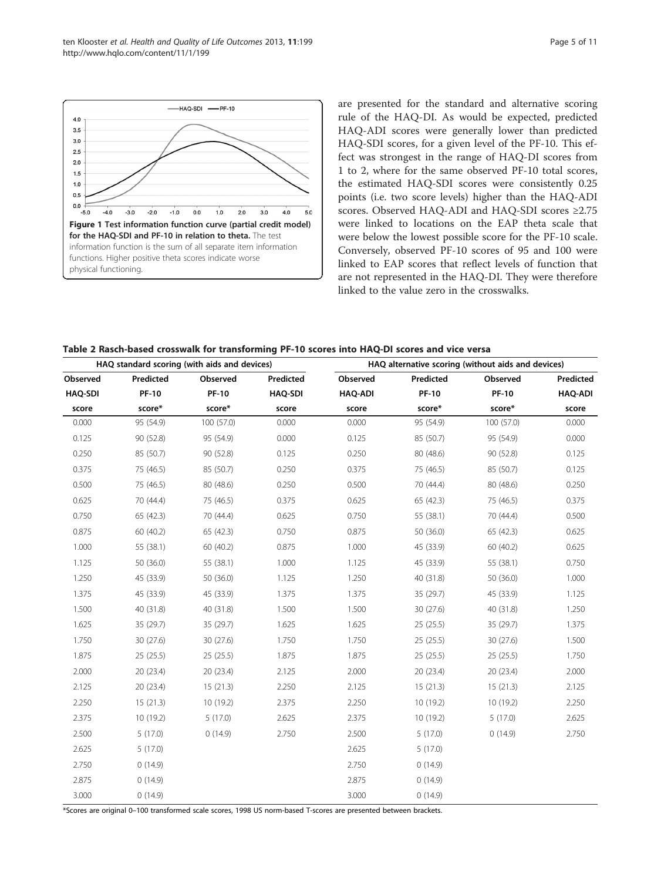**Figure 1 Test information function curve (partial credit model) for the HAQ-SDI and PF-10 in relation to theta.** The test information function is the sum of all separate item information functions. Higher positive theta scores indicate worse physical functioning.

are presented for the standard and alternative scoring rule of the HAQ-DI. As would be expected, predicted HAQ-ADI scores were generally lower than predicted HAQ-SDI scores, for a given level of the PF-10. This effect was strongest in the range of HAQ-DI scores from 1 to 2, where for the same observed PF-10 total scores, the estimated HAQ-SDI scores were consistently 0.25 points (i.e. two score levels) higher than the HAQ-ADI scores. Observed HAQ-ADI and HAQ-SDI scores ≥2.75 were linked to locations on the EAP theta scale that were below the lowest possible score for the PF-10 scale. Conversely, observed PF-10 scores of 95 and 100 were linked to EAP scores that reflect levels of function that are not represented in the HAQ-DI. They were therefore linked to the value zero in the crosswalks.

**Table 2 Rasch-based crosswalk for transforming PF-10 scores into HAQ-DI scores and vice versa**

| HAQ standard scoring (with aids and devices) | | | | HAQ alternative scoring (without aids and devices) | | | |
|---|---|---|---|---|---|---|---|
| Observed HAQ-SDI score | Predicted PF-10 score* | Observed PF-10 score* | Predicted HAQ-SDI score | Observed HAQ-ADI score | Predicted PF-10 score* | Observed PF-10 score* | Predicted HAQ-ADI score |
| 0.000 | 95 (54.9) | 100 (57.0) | 0.000 | 0.000 | 95 (54.9) | 100 (57.0) | 0.000 |
| 0.125 | 90 (52.8) | 95 (54.9) | 0.000 | 0.125 | 85 (50.7) | 95 (54.9) | 0.000 |
| 0.250 | 85 (50.7) | 90 (52.8) | 0.125 | 0.250 | 80 (48.6) | 90 (52.8) | 0.125 |
| 0.375 | 75 (46.5) | 85 (50.7) | 0.250 | 0.375 | 75 (46.5) | 85 (50.7) | 0.125 |
| 0.500 | 75 (46.5) | 80 (48.6) | 0.250 | 0.500 | 70 (44.4) | 80 (48.6) | 0.250 |
| 0.625 | 70 (44.4) | 75 (46.5) | 0.375 | 0.625 | 65 (42.3) | 75 (46.5) | 0.375 |
| 0.750 | 65 (42.3) | 70 (44.4) | 0.625 | 0.750 | 55 (38.1) | 70 (44.4) | 0.500 |
| 0.875 | 60 (40.2) | 65 (42.3) | 0.750 | 0.875 | 50 (36.0) | 65 (42.3) | 0.625 |
| 1.000 | 55 (38.1) | 60 (40.2) | 0.875 | 1.000 | 45 (33.9) | 60 (40.2) | 0.625 |
| 1.125 | 50 (36.0) | 55 (38.1) | 1.000 | 1.125 | 45 (33.9) | 55 (38.1) | 0.750 |
| 1.250 | 45 (33.9) | 50 (36.0) | 1.125 | 1.250 | 40 (31.8) | 50 (36.0) | 1.000 |
| 1.375 | 45 (33.9) | 45 (33.9) | 1.375 | 1.375 | 35 (29.7) | 45 (33.9) | 1.125 |
| 1.500 | 40 (31.8) | 40 (31.8) | 1.500 | 1.500 | 30 (27.6) | 40 (31.8) | 1.250 |
| 1.625 | 35 (29.7) | 35 (29.7) | 1.625 | 1.625 | 25 (25.5) | 35 (29.7) | 1.375 |
| 1.750 | 30 (27.6) | 30 (27.6) | 1.750 | 1.750 | 25 (25.5) | 30 (27.6) | 1.500 |
| 1.875 | 25 (25.5) | 25 (25.5) | 1.875 | 1.875 | 25 (25.5) | 25 (25.5) | 1.750 |
| 2.000 | 20 (23.4) | 20 (23.4) | 2.125 | 2.000 | 20 (23.4) | 20 (23.4) | 2.000 |
| 2.125 | 20 (23.4) | 15 (21.3) | 2.250 | 2.125 | 15 (21.3) | 15 (21.3) | 2.125 |
| 2.250 | 15 (21.3) | 10 (19.2) | 2.375 | 2.250 | 10 (19.2) | 10 (19.2) | 2.250 |
| 2.375 | 10 (19.2) | 5 (17.0) | 2.625 | 2.375 | 10 (19.2) | 5 (17.0) | 2.625 |
| 2.500 | 5 (17.0) | 0 (14.9) | 2.750 | 2.500 | 5 (17.0) | 0 (14.9) | 2.750 |
| 2.625 | 5 (17.0) | | | 2.625 | 5 (17.0) | | |
| 2.750 | 0 (14.9) | | | 2.750 | 0 (14.9) | | |
| 2.875 | 0 (14.9) | | | 2.875 | 0 (14.9) | | |
| 3.000 | 0 (14.9) | | | 3.000 | 0 (14.9) | | |

*Scores are original 0–100 transformed scale scores, 1998 US norm-based T-scores are presented between brackets.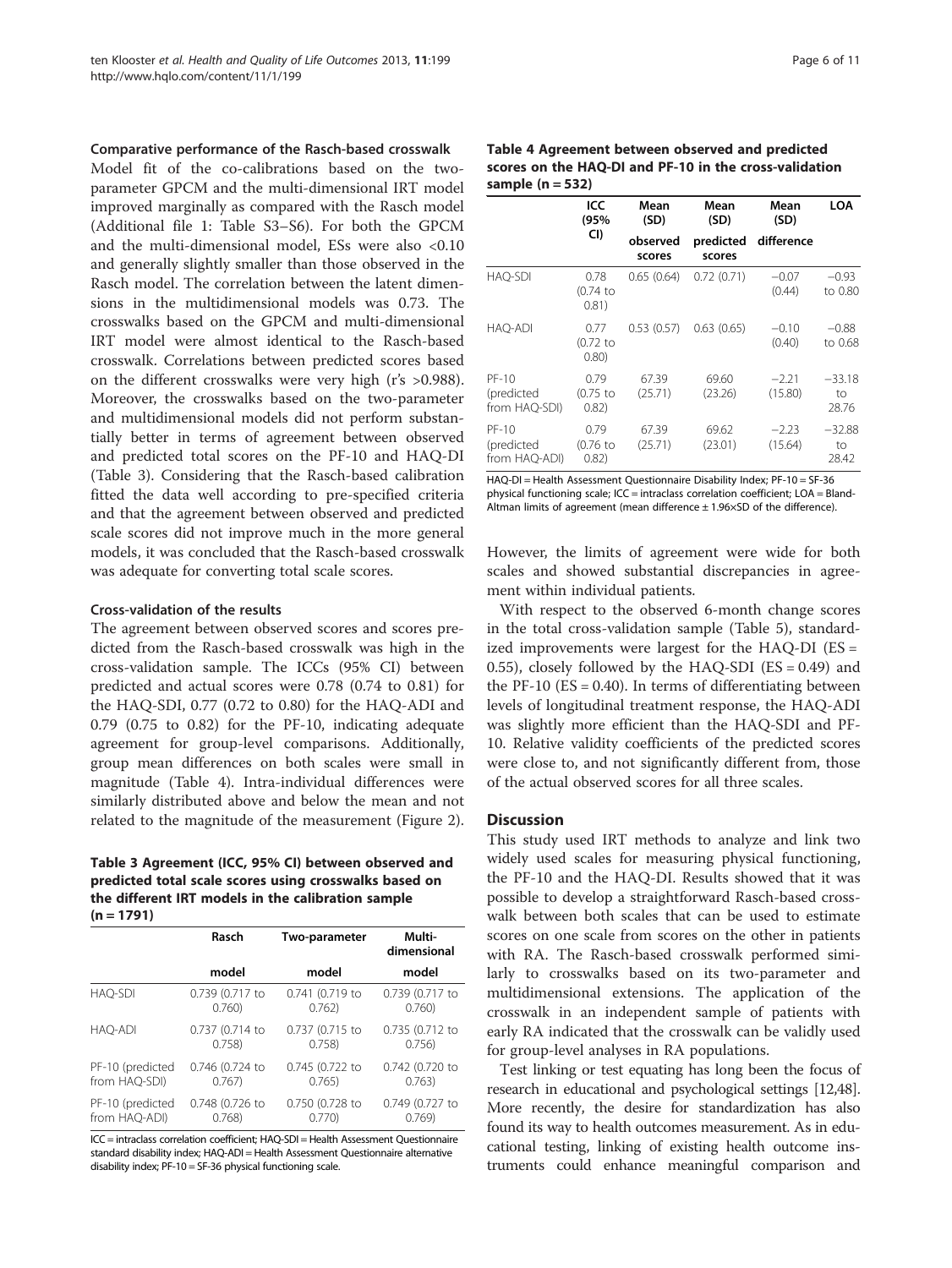#### Comparative performance of the Rasch-based crosswalk

Model fit of the co-calibrations based on the two-parameter GPCM and the multi-dimensional IRT model improved marginally as compared with the Rasch model (Additional file 1: Table S3–S6). For both the GPCM and the multi-dimensional model, ESs were also <0.10 and generally slightly smaller than those observed in the Rasch model. The correlation between the latent dimensions in the multidimensional models was 0.73. The crosswalks based on the GPCM and multi-dimensional IRT model were almost identical to the Rasch-based crosswalk. Correlations between predicted scores based on the different crosswalks were very high (r's >0.988). Moreover, the crosswalks based on the two-parameter and multidimensional models did not perform substantially better in terms of agreement between observed and predicted total scores on the PF-10 and HAQ-DI (Table 3). Considering that the Rasch-based calibration fitted the data well according to pre-specified criteria and that the agreement between observed and predicted scale scores did not improve much in the more general models, it was concluded that the Rasch-based crosswalk was adequate for converting total scale scores.

#### Cross-validation of the results

The agreement between observed scores and scores predicted from the Rasch-based crosswalk was high in the cross-validation sample. The ICCs (95% CI) between predicted and actual scores were 0.78 (0.74 to 0.81) for the HAQ-SDI, 0.77 (0.72 to 0.80) for the HAQ-ADI and 0.79 (0.75 to 0.82) for the PF-10, indicating adequate agreement for group-level comparisons. Additionally, group mean differences on both scales were small in magnitude (Table 4). Intra-individual differences were similarly distributed above and below the mean and not related to the magnitude of the measurement (Figure 2).

**Table 3 Agreement (ICC, 95% CI) between observed and predicted total scale scores using crosswalks based on the different IRT models in the calibration sample (n = 1791)**

| | Rasch model | Two-parameter model | Multi-dimensional model |
|---|---|---|---|
| HAQ-SDI | 0.739 (0.717 to 0.760) | 0.741 (0.719 to 0.762) | 0.739 (0.717 to 0.760) |
| HAQ-ADI | 0.737 (0.714 to 0.758) | 0.737 (0.715 to 0.758) | 0.735 (0.712 to 0.756) |
| PF-10 (predicted from HAQ-SDI) | 0.746 (0.724 to 0.767) | 0.745 (0.722 to 0.765) | 0.742 (0.720 to 0.763) |
| PF-10 (predicted from HAQ-ADI) | 0.748 (0.726 to 0.768) | 0.750 (0.728 to 0.770) | 0.749 (0.727 to 0.769) |

ICC = intraclass correlation coefficient; HAQ-SDI = Health Assessment Questionnaire standard disability index; HAQ-ADI = Health Assessment Questionnaire alternative disability index; PF-10 = SF-36 physical functioning scale.

**Table 4 Agreement between observed and predicted scores on the HAQ-DI and PF-10 in the cross-validation sample (n = 532)**

| | ICC (95% CI) | Mean (SD) observed scores | Mean (SD) predicted scores | Mean (SD) difference | LOA |
|---|---|---|---|---|---|
| HAQ-SDI | 0.78 (0.74 to 0.81) | 0.65 (0.64) | 0.72 (0.71) | −0.07 (0.44) | −0.93 to 0.80 |
| HAQ-ADI | 0.77 (0.72 to 0.80) | 0.53 (0.57) | 0.63 (0.65) | −0.10 (0.40) | −0.88 to 0.68 |
| PF-10 (predicted from HAQ-SDI) | 0.79 (0.75 to 0.82) | 67.39 (25.71) | 69.60 (23.26) | −2.21 (15.80) | −33.18 to 28.76 |
| PF-10 (predicted from HAQ-ADI) | 0.79 (0.76 to 0.82) | 67.39 (25.71) | 69.62 (23.01) | −2.23 (15.64) | −32.88 to 28.42 |

HAQ-DI = Health Assessment Questionnaire Disability Index; PF-10 = SF-36 physical functioning scale; ICC = intraclass correlation coefficient; LOA = Bland-Altman limits of agreement (mean difference ± 1.96×SD of the difference).

However, the limits of agreement were wide for both scales and showed substantial discrepancies in agreement within individual patients.

With respect to the observed 6-month change scores in the total cross-validation sample (Table 5), standardized improvements were largest for the HAQ-DI (ES = 0.55), closely followed by the HAQ-SDI (ES = 0.49) and the PF-10 (ES = 0.40). In terms of differentiating between levels of longitudinal treatment response, the HAQ-ADI was slightly more efficient than the HAQ-SDI and PF-10. Relative validity coefficients of the predicted scores were close to, and not significantly different from, those of the actual observed scores for all three scales.

## Discussion

This study used IRT methods to analyze and link two widely used scales for measuring physical functioning, the PF-10 and the HAQ-DI. Results showed that it was possible to develop a straightforward Rasch-based crosswalk between both scales that can be used to estimate scores on one scale from scores on the other in patients with RA. The Rasch-based crosswalk performed similarly to crosswalks based on its two-parameter and multidimensional extensions. The application of the crosswalk in an independent sample of patients with early RA indicated that the crosswalk can be validly used for group-level analyses in RA populations.

Test linking or test equating has long been the focus of research in educational and psychological settings [12,48]. More recently, the desire for standardization has also found its way to health outcomes measurement. As in educational testing, linking of existing health outcome instruments could enhance meaningful comparison and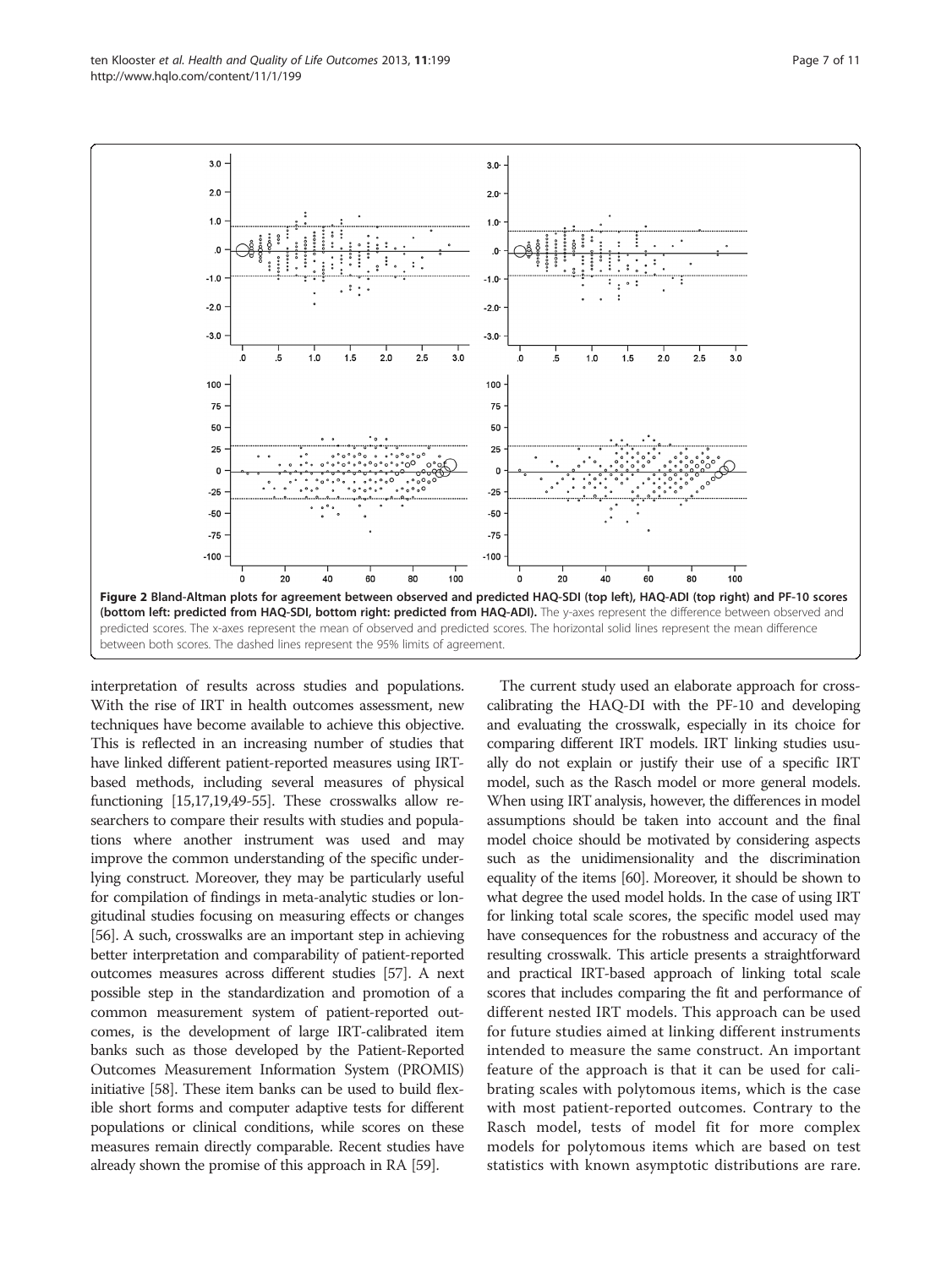**Figure 2 Bland-Altman plots for agreement between observed and predicted HAQ-SDI (top left), HAQ-ADI (top right) and PF-10 scores (bottom left: predicted from HAQ-SDI, bottom right: predicted from HAQ-ADI).** The y-axes represent the difference between observed and predicted scores. The x-axes represent the mean of observed and predicted scores. The horizontal solid lines represent the mean difference between both scores. The dashed lines represent the 95% limits of agreement.

interpretation of results across studies and populations. With the rise of IRT in health outcomes assessment, new techniques have become available to achieve this objective. This is reflected in an increasing number of studies that have linked different patient-reported measures using IRT-based methods, including several measures of physical functioning [15,17,19,49-55]. These crosswalks allow researchers to compare their results with studies and populations where another instrument was used and may improve the common understanding of the specific underlying construct. Moreover, they may be particularly useful for compilation of findings in meta-analytic studies or longitudinal studies focusing on measuring effects or changes [56]. A such, crosswalks are an important step in achieving better interpretation and comparability of patient-reported outcomes measures across different studies [57]. A next possible step in the standardization and promotion of a common measurement system of patient-reported outcomes, is the development of large IRT-calibrated item banks such as those developed by the Patient-Reported Outcomes Measurement Information System (PROMIS) initiative [58]. These item banks can be used to build flexible short forms and computer adaptive tests for different populations or clinical conditions, while scores on these measures remain directly comparable. Recent studies have already shown the promise of this approach in RA [59].

The current study used an elaborate approach for cross-calibrating the HAQ-DI with the PF-10 and developing and evaluating the crosswalk, especially in its choice for comparing different IRT models. IRT linking studies usually do not explain or justify their use of a specific IRT model, such as the Rasch model or more general models. When using IRT analysis, however, the differences in model assumptions should be taken into account and the final model choice should be motivated by considering aspects such as the unidimensionality and the discrimination equality of the items [60]. Moreover, it should be shown to what degree the used model holds. In the case of using IRT for linking total scale scores, the specific model used may have consequences for the robustness and accuracy of the resulting crosswalk. This article presents a straightforward and practical IRT-based approach of linking total scale scores that includes comparing the fit and performance of different nested IRT models. This approach can be used for future studies aimed at linking different instruments intended to measure the same construct. An important feature of the approach is that it can be used for calibrating scales with polytomous items, which is the case with most patient-reported outcomes. Contrary to the Rasch model, tests of model fit for more complex models for polytomous items which are based on test statistics with known asymptotic distributions are rare.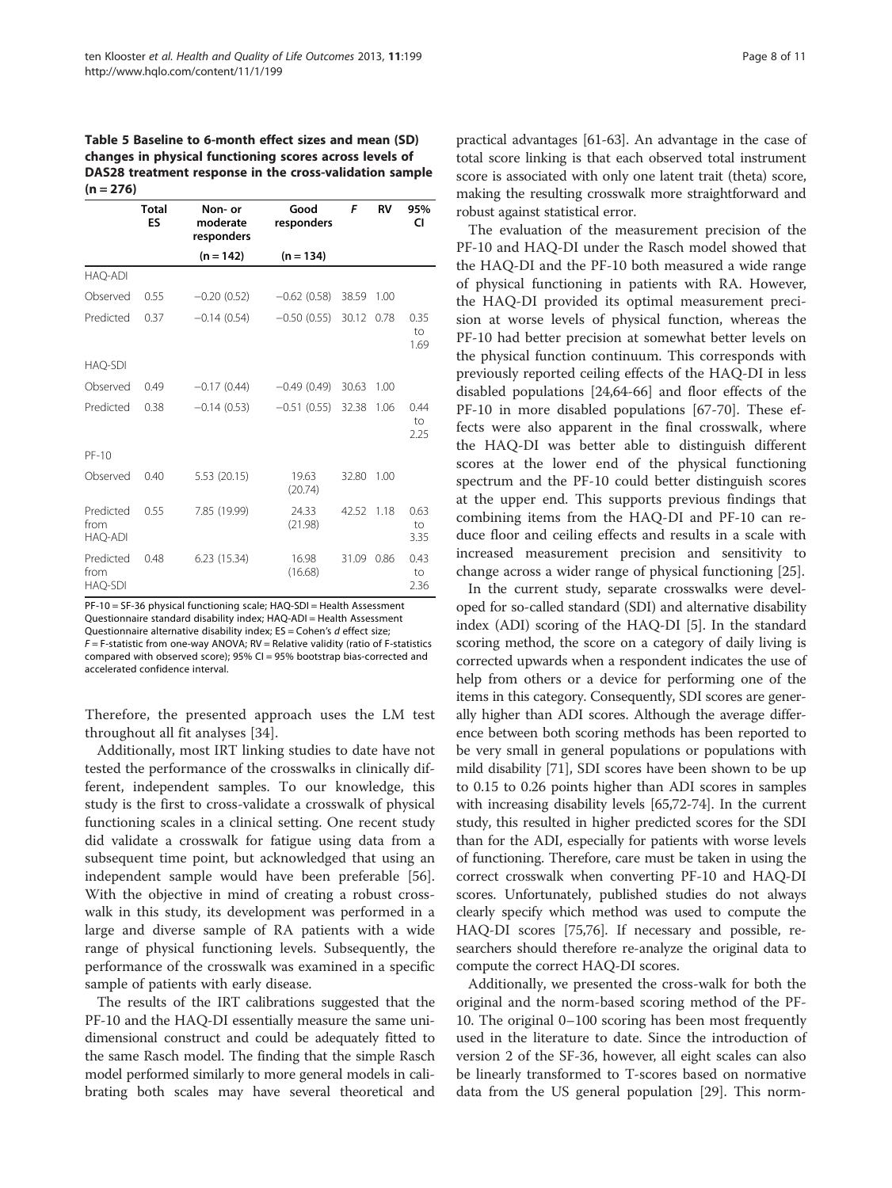**Table 5 Baseline to 6-month effect sizes and mean (SD) changes in physical functioning scores across levels of DAS28 treatment response in the cross-validation sample (n = 276)**

| | Total ES | Non- or moderate responders | Good responders | F | RV | 95% CI |
|---|---|---|---|---|---|---|
| | | (n = 142) | (n = 134) | | | |
| HAQ-ADI | | | | | | |
| Observed | 0.55 | −0.20 (0.52) | −0.62 (0.58) | 38.59 | 1.00 | |
| Predicted | 0.37 | −0.14 (0.54) | −0.50 (0.55) | 30.12 | 0.78 | 0.35 to 1.69 |
| HAQ-SDI | | | | | | |
| Observed | 0.49 | −0.17 (0.44) | −0.49 (0.49) | 30.63 | 1.00 | |
| Predicted | 0.38 | −0.14 (0.53) | −0.51 (0.55) | 32.38 | 1.06 | 0.44 to 2.25 |
| PF-10 | | | | | | |
| Observed | 0.40 | 5.53 (20.15) | 19.63 (20.74) | 32.80 | 1.00 | |
| Predicted from HAQ-ADI | 0.55 | 7.85 (19.99) | 24.33 (21.98) | 42.52 | 1.18 | 0.63 to 3.35 |
| Predicted from HAQ-SDI | 0.48 | 6.23 (15.34) | 16.98 (16.68) | 31.09 | 0.86 | 0.43 to 2.36 |

PF-10 = SF-36 physical functioning scale; HAQ-SDI = Health Assessment Questionnaire standard disability index; HAQ-ADI = Health Assessment Questionnaire alternative disability index; ES = Cohen's *d* effect size; *F* = F-statistic from one-way ANOVA; RV = Relative validity (ratio of F-statistics compared with observed score); 95% CI = 95% bootstrap bias-corrected and accelerated confidence interval.

Therefore, the presented approach uses the LM test throughout all fit analyses [34].

Additionally, most IRT linking studies to date have not tested the performance of the crosswalks in clinically different, independent samples. To our knowledge, this study is the first to cross-validate a crosswalk of physical functioning scales in a clinical setting. One recent study did validate a crosswalk for fatigue using data from a subsequent time point, but acknowledged that using an independent sample would have been preferable [56]. With the objective in mind of creating a robust crosswalk in this study, its development was performed in a large and diverse sample of RA patients with a wide range of physical functioning levels. Subsequently, the performance of the crosswalk was examined in a specific sample of patients with early disease.

The results of the IRT calibrations suggested that the PF-10 and the HAQ-DI essentially measure the same unidimensional construct and could be adequately fitted to the same Rasch model. The finding that the simple Rasch model performed similarly to more general models in calibrating both scales may have several theoretical and practical advantages [61-63]. An advantage in the case of total score linking is that each observed total instrument score is associated with only one latent trait (theta) score, making the resulting crosswalk more straightforward and robust against statistical error.

The evaluation of the measurement precision of the PF-10 and HAQ-DI under the Rasch model showed that the HAQ-DI and the PF-10 both measured a wide range of physical functioning in patients with RA. However, the HAQ-DI provided its optimal measurement precision at worse levels of physical function, whereas the PF-10 had better precision at somewhat better levels on the physical function continuum. This corresponds with previously reported ceiling effects of the HAQ-DI in less disabled populations [24,64-66] and floor effects of the PF-10 in more disabled populations [67-70]. These effects were also apparent in the final crosswalk, where the HAQ-DI was better able to distinguish different scores at the lower end of the physical functioning spectrum and the PF-10 could better distinguish scores at the upper end. This supports previous findings that combining items from the HAQ-DI and PF-10 can reduce floor and ceiling effects and results in a scale with increased measurement precision and sensitivity to change across a wider range of physical functioning [25].

In the current study, separate crosswalks were developed for so-called standard (SDI) and alternative disability index (ADI) scoring of the HAQ-DI [5]. In the standard scoring method, the score on a category of daily living is corrected upwards when a respondent indicates the use of help from others or a device for performing one of the items in this category. Consequently, SDI scores are generally higher than ADI scores. Although the average difference between both scoring methods has been reported to be very small in general populations or populations with mild disability [71], SDI scores have been shown to be up to 0.15 to 0.26 points higher than ADI scores in samples with increasing disability levels [65,72-74]. In the current study, this resulted in higher predicted scores for the SDI than for the ADI, especially for patients with worse levels of functioning. Therefore, care must be taken in using the correct crosswalk when converting PF-10 and HAQ-DI scores. Unfortunately, published studies do not always clearly specify which method was used to compute the HAQ-DI scores [75,76]. If necessary and possible, researchers should therefore re-analyze the original data to compute the correct HAQ-DI scores.

Additionally, we presented the cross-walk for both the original and the norm-based scoring method of the PF-10. The original 0–100 scoring has been most frequently used in the literature to date. Since the introduction of version 2 of the SF-36, however, all eight scales can also be linearly transformed to T-scores based on normative data from the US general population [29]. This norm-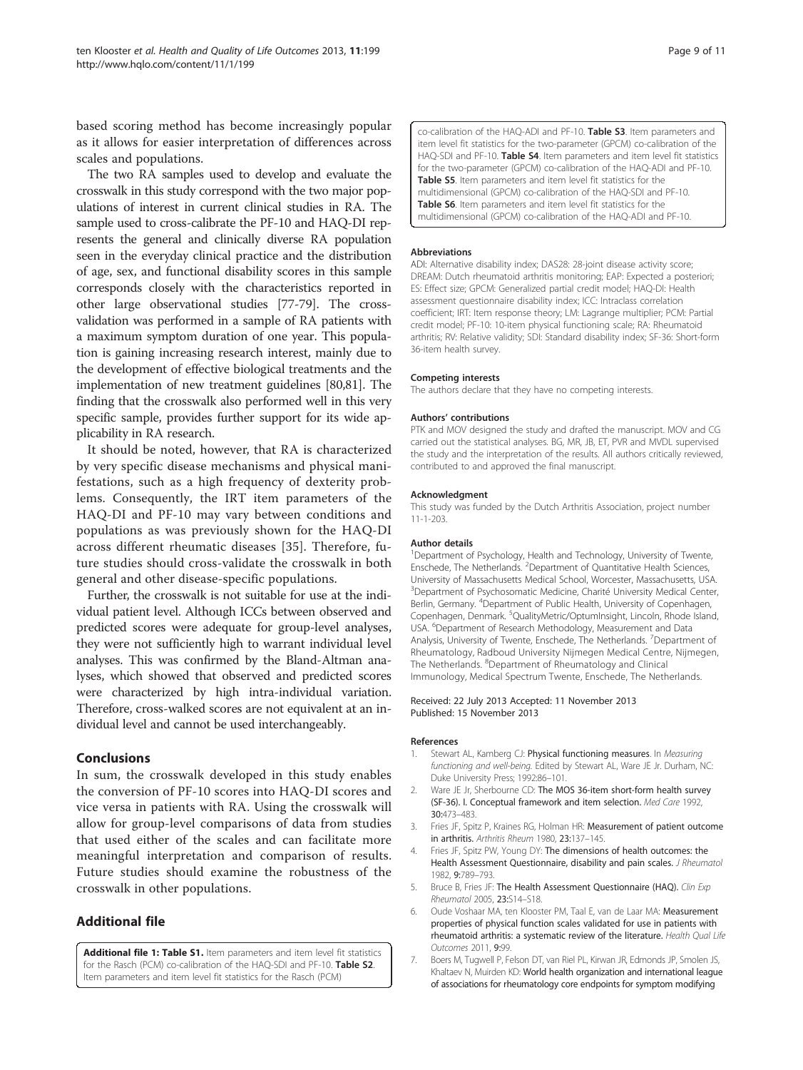based scoring method has become increasingly popular as it allows for easier interpretation of differences across scales and populations.

The two RA samples used to develop and evaluate the crosswalk in this study correspond with the two major populations of interest in current clinical studies in RA. The sample used to cross-calibrate the PF-10 and HAQ-DI represents the general and clinically diverse RA population seen in the everyday clinical practice and the distribution of age, sex, and functional disability scores in this sample corresponds closely with the characteristics reported in other large observational studies [77-79]. The cross-validation was performed in a sample of RA patients with a maximum symptom duration of one year. This population is gaining increasing research interest, mainly due to the development of effective biological treatments and the implementation of new treatment guidelines [80,81]. The finding that the crosswalk also performed well in this very specific sample, provides further support for its wide applicability in RA research.

It should be noted, however, that RA is characterized by very specific disease mechanisms and physical manifestations, such as a high frequency of dexterity problems. Consequently, the IRT item parameters of the HAQ-DI and PF-10 may vary between conditions and populations as was previously shown for the HAQ-DI across different rheumatic diseases [35]. Therefore, future studies should cross-validate the crosswalk in both general and other disease-specific populations.

Further, the crosswalk is not suitable for use at the individual patient level. Although ICCs between observed and predicted scores were adequate for group-level analyses, they were not sufficiently high to warrant individual level analyses. This was confirmed by the Bland-Altman analyses, which showed that observed and predicted scores were characterized by high intra-individual variation. Therefore, cross-walked scores are not equivalent at an individual level and cannot be used interchangeably.

## Conclusions

In sum, the crosswalk developed in this study enables the conversion of PF-10 scores into HAQ-DI scores and vice versa in patients with RA. Using the crosswalk will allow for group-level comparisons of data from studies that used either of the scales and can facilitate more meaningful interpretation and comparison of results. Future studies should examine the robustness of the crosswalk in other populations.

## Additional file

**Additional file 1: Table S1.** Item parameters and item level fit statistics for the Rasch (PCM) co-calibration of the HAQ-SDI and PF-10. **Table S2**. Item parameters and item level fit statistics for the Rasch (PCM) co-calibration of the HAQ-ADI and PF-10. **Table S3**. Item parameters and item level fit statistics for the two-parameter (GPCM) co-calibration of the HAQ-SDI and PF-10. **Table S4**. Item parameters and item level fit statistics for the two-parameter (GPCM) co-calibration of the HAQ-ADI and PF-10. **Table S5**. Item parameters and item level fit statistics for the multidimensional (GPCM) co-calibration of the HAQ-SDI and PF-10. **Table S6**. Item parameters and item level fit statistics for the multidimensional (GPCM) co-calibration of the HAQ-ADI and PF-10.

#### Abbreviations

ADI: Alternative disability index; DAS28: 28-joint disease activity score; DREAM: Dutch rheumatoid arthritis monitoring; EAP: Expected a posteriori; ES: Effect size; GPCM: Generalized partial credit model; HAQ-DI: Health assessment questionnaire disability index; ICC: Intraclass correlation coefficient; IRT: Item response theory; LM: Lagrange multiplier; PCM: Partial credit model; PF-10: 10-item physical functioning scale; RA: Rheumatoid arthritis; RV: Relative validity; SDI: Standard disability index; SF-36: Short-form 36-item health survey.

#### Competing interests

The authors declare that they have no competing interests.

#### Authors' contributions

PTK and MOV designed the study and drafted the manuscript. MOV and CG carried out the statistical analyses. BG, MR, JB, ET, PVR and MVDL supervised the study and the interpretation of the results. All authors critically reviewed, contributed to and approved the final manuscript.

#### Acknowledgment

This study was funded by the Dutch Arthritis Association, project number 11-1-203.

#### Author details

[1]Department of Psychology, Health and Technology, University of Twente, Enschede, The Netherlands. [2]Department of Quantitative Health Sciences, University of Massachusetts Medical School, Worcester, Massachusetts, USA. [3]Department of Psychosomatic Medicine, Charité University Medical Center, Berlin, Germany. [4]Department of Public Health, University of Copenhagen, Copenhagen, Denmark. [5]QualityMetric/OptumInsight, Lincoln, Rhode Island, USA. [6]Department of Research Methodology, Measurement and Data Analysis, University of Twente, Enschede, The Netherlands. [7]Department of Rheumatology, Radboud University Nijmegen Medical Centre, Nijmegen, The Netherlands. [8]Department of Rheumatology and Clinical Immunology, Medical Spectrum Twente, Enschede, The Netherlands.

Received: 22 July 2013 Accepted: 11 November 2013
Published: 15 November 2013

#### References

1. Stewart AL, Kamberg CJ: **Physical functioning measures.** In *Measuring functioning and well-being.* Edited by Stewart AL, Ware JE Jr. Durham, NC: Duke University Press; 1992:86–101.
2. Ware JE Jr, Sherbourne CD: **The MOS 36-item short-form health survey (SF-36). I. Conceptual framework and item selection.** *Med Care* 1992, **30:**473–483.
3. Fries JF, Spitz P, Kraines RG, Holman HR: **Measurement of patient outcome in arthritis.** *Arthritis Rheum* 1980, **23:**137–145.
4. Fries JF, Spitz PW, Young DY: **The dimensions of health outcomes: the Health Assessment Questionnaire, disability and pain scales.** *J Rheumatol* 1982, **9:**789–793.
5. Bruce B, Fries JF: **The Health Assessment Questionnaire (HAQ).** *Clin Exp Rheumatol* 2005, **23:**S14–S18.
6. Oude Voshaar MA, ten Klooster PM, Taal E, van de Laar MA: **Measurement properties of physical function scales validated for use in patients with rheumatoid arthritis: a systematic review of the literature.** *Health Qual Life Outcomes* 2011, **9:**99.
7. Boers M, Tugwell P, Felson DT, van Riel PL, Kirwan JR, Edmonds JP, Smolen JS, Khaltaev N, Muirden KD: **World health organization and international league of associations for rheumatology core endpoints for symptom modifying**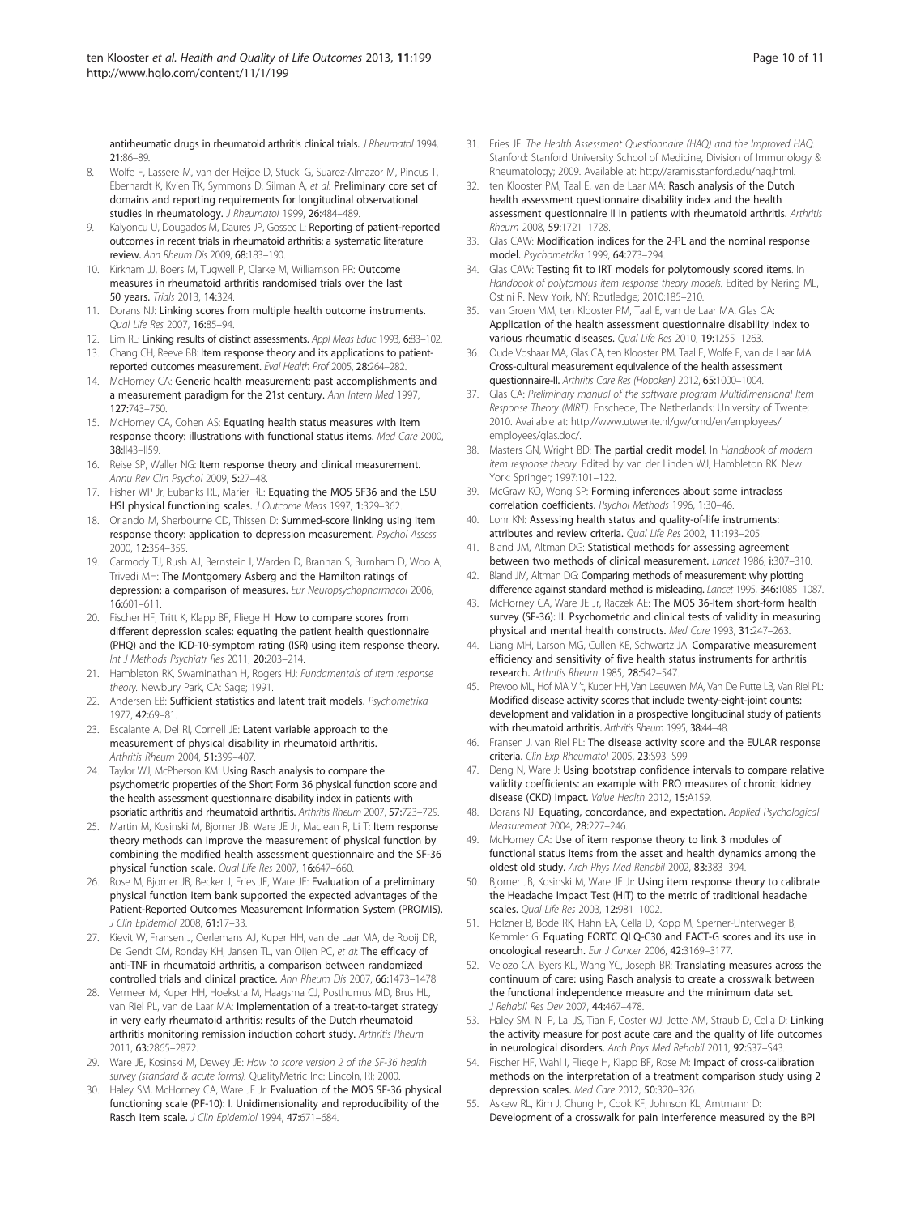antirheumatic drugs in rheumatoid arthritis clinical trials. *J Rheumatol* 1994, **21:**86–89.

8. Wolfe F, Lassere M, van der Heijde D, Stucki G, Suarez-Almazor M, Pincus T, Eberhardt K, Kvien TK, Symmons D, Silman A, *et al*: **Preliminary core set of domains and reporting requirements for longitudinal observational studies in rheumatology.** *J Rheumatol* 1999, **26:**484–489.
9. Kalyoncu U, Dougados M, Daures JP, Gossec L: **Reporting of patient-reported outcomes in recent trials in rheumatoid arthritis: a systematic literature review.** *Ann Rheum Dis* 2009, **68:**183–190.
10. Kirkham JJ, Boers M, Tugwell P, Clarke M, Williamson PR: **Outcome measures in rheumatoid arthritis randomised trials over the last 50 years.** *Trials* 2013, **14:**324.
11. Dorans NJ: **Linking scores from multiple health outcome instruments.** *Qual Life Res* 2007, **16:**85–94.
12. Lim RL: **Linking results of distinct assessments.** *Appl Meas Educ* 1993, **6:**83–102.
13. Chang CH, Reeve BB: **Item response theory and its applications to patient-reported outcomes measurement.** *Eval Health Prof* 2005, **28:**264–282.
14. McHorney CA: **Generic health measurement: past accomplishments and a measurement paradigm for the 21st century.** *Ann Intern Med* 1997, **127:**743–750.
15. McHorney CA, Cohen AS: **Equating health status measures with item response theory: illustrations with functional status items.** *Med Care* 2000, **38:**II43–II59.
16. Reise SP, Waller NG: **Item response theory and clinical measurement.** *Annu Rev Clin Psychol* 2009, **5:**27–48.
17. Fisher WP Jr, Eubanks RL, Marier RL: **Equating the MOS SF36 and the LSU HSI physical functioning scales.** *J Outcome Meas* 1997, **1:**329–362.
18. Orlando M, Sherbourne CD, Thissen D: **Summed-score linking using item response theory: application to depression measurement.** *Psychol Assess* 2000, **12:**354–359.
19. Carmody TJ, Rush AJ, Bernstein I, Warden D, Brannan S, Burnham D, Woo A, Trivedi MH: **The Montgomery Asberg and the Hamilton ratings of depression: a comparison of measures.** *Eur Neuropsychopharmacol* 2006, **16:**601–611.
20. Fischer HF, Tritt K, Klapp BF, Fliege H: **How to compare scores from different depression scales: equating the patient health questionnaire (PHQ) and the ICD-10-symptom rating (ISR) using item response theory.** *Int J Methods Psychiatr Res* 2011, **20:**203–214.
21. Hambleton RK, Swaminathan H, Rogers HJ: *Fundamentals of item response theory.* Newbury Park, CA: Sage; 1991.
22. Andersen EB: **Sufficient statistics and latent trait models.** *Psychometrika* 1977, **42:**69–81.
23. Escalante A, Del RI, Cornell JE: **Latent variable approach to the measurement of physical disability in rheumatoid arthritis.** *Arthritis Rheum* 2004, **51:**399–407.
24. Taylor WJ, McPherson KM: **Using Rasch analysis to compare the psychometric properties of the Short Form 36 physical function score and the health assessment questionnaire disability index in patients with psoriatic arthritis and rheumatoid arthritis.** *Arthritis Rheum* 2007, **57:**723–729.
25. Martin M, Kosinski M, Bjorner JB, Ware JE Jr, Maclean R, Li T: **Item response theory methods can improve the measurement of physical function by combining the modified health assessment questionnaire and the SF-36 physical function scale.** *Qual Life Res* 2007, **16:**647–660.
26. Rose M, Bjorner JB, Becker J, Fries JF, Ware JE: **Evaluation of a preliminary physical function item bank supported the expected advantages of the Patient-Reported Outcomes Measurement Information System (PROMIS).** *J Clin Epidemiol* 2008, **61:**17–33.
27. Kievit W, Fransen J, Oerlemans AJ, Kuper HH, van de Laar MA, de Rooij DR, De Gendt CM, Ronday KH, Jansen TL, van Oijen PC, *et al*: **The efficacy of anti-TNF in rheumatoid arthritis, a comparison between randomized controlled trials and clinical practice.** *Ann Rheum Dis* 2007, **66:**1473–1478.
28. Vermeer M, Kuper HH, Hoekstra M, Haagsma CJ, Posthumus MD, Brus HL, van Riel PL, van de Laar MA: **Implementation of a treat-to-target strategy in very early rheumatoid arthritis: results of the Dutch rheumatoid arthritis monitoring remission induction cohort study.** *Arthritis Rheum* 2011, **63:**2865–2872.
29. Ware JE, Kosinski M, Dewey JE: *How to score version 2 of the SF-36 health survey (standard & acute forms).* QualityMetric Inc: Lincoln, RI; 2000.
30. Haley SM, McHorney CA, Ware JE Jr: **Evaluation of the MOS SF-36 physical functioning scale (PF-10): I. Unidimensionality and reproducibility of the Rasch item scale.** *J Clin Epidemiol* 1994, **47:**671–684.
31. Fries JF: *The Health Assessment Questionnaire (HAQ) and the Improved HAQ.* Stanford: Stanford University School of Medicine, Division of Immunology & Rheumatology; 2009. Available at: http://aramis.stanford.edu/haq.html.
32. ten Klooster PM, Taal E, van de Laar MA: **Rasch analysis of the Dutch health assessment questionnaire disability index and the health assessment questionnaire II in patients with rheumatoid arthritis.** *Arthritis Rheum* 2008, **59:**1721–1728.
33. Glas CAW: **Modification indices for the 2-PL and the nominal response model.** *Psychometrika* 1999, **64:**273–294.
34. Glas CAW: **Testing fit to IRT models for polytomously scored items.** In *Handbook of polytomous item response theory models.* Edited by Nering ML, Ostini R. New York, NY: Routledge; 2010:185–210.
35. van Groen MM, ten Klooster PM, Taal E, van de Laar MA, Glas CA: **Application of the health assessment questionnaire disability index to various rheumatic diseases.** *Qual Life Res* 2010, **19:**1255–1263.
36. Oude Voshaar MA, Glas CA, ten Klooster PM, Taal E, Wolfe F, van de Laar MA: **Cross-cultural measurement equivalence of the health assessment questionnaire-II.** *Arthritis Care Res (Hoboken)* 2012, **65:**1000–1004.
37. Glas CA: *Preliminary manual of the software program Multidimensional Item Response Theory (MIRT).* Enschede, The Netherlands: University of Twente; 2010. Available at: http://www.utwente.nl/gw/omd/en/employees/employees/glas.doc/.
38. Masters GN, Wright BD: **The partial credit model.** In *Handbook of modern item response theory.* Edited by van der Linden WJ, Hambleton RK. New York: Springer; 1997:101–122.
39. McGraw KO, Wong SP: **Forming inferences about some intraclass correlation coefficients.** *Psychol Methods* 1996, **1:**30–46.
40. Lohr KN: **Assessing health status and quality-of-life instruments: attributes and review criteria.** *Qual Life Res* 2002, **11:**193–205.
41. Bland JM, Altman DG: **Statistical methods for assessing agreement between two methods of clinical measurement.** *Lancet* 1986, **i:**307–310.
42. Bland JM, Altman DG: **Comparing methods of measurement: why plotting difference against standard method is misleading.** *Lancet* 1995, **346:**1085–1087.
43. McHorney CA, Ware JE Jr, Raczek AE: **The MOS 36-Item short-form health survey (SF-36): II. Psychometric and clinical tests of validity in measuring physical and mental health constructs.** *Med Care* 1993, **31:**247–263.
44. Liang MH, Larson MG, Cullen KE, Schwartz JA: **Comparative measurement efficiency and sensitivity of five health status instruments for arthritis research.** *Arthritis Rheum* 1985, **28:**542–547.
45. Prevoo ML, Hof MA V 't, Kuper HH, Van Leeuwen MA, Van De Putte LB, Van Riel PL: **Modified disease activity scores that include twenty-eight-joint counts: development and validation in a prospective longitudinal study of patients with rheumatoid arthritis.** *Arthritis Rheum* 1995, **38:**44–48.
46. Fransen J, van Riel PL: **The disease activity score and the EULAR response criteria.** *Clin Exp Rheumatol* 2005, **23:**S93–S99.
47. Deng N, Ware J: **Using bootstrap confidence intervals to compare relative validity coefficients: an example with PRO measures of chronic kidney disease (CKD) impact.** *Value Health* 2012, **15:**A159.
48. Dorans NJ: **Equating, concordance, and expectation.** *Applied Psychological Measurement* 2004, **28:**227–246.
49. McHorney CA: **Use of item response theory to link 3 modules of functional status items from the asset and health dynamics among the oldest old study.** *Arch Phys Med Rehabil* 2002, **83:**383–394.
50. Bjorner JB, Kosinski M, Ware JE Jr: **Using item response theory to calibrate the Headache Impact Test (HIT) to the metric of traditional headache scales.** *Qual Life Res* 2003, **12:**981–1002.
51. Holzner B, Bode RK, Hahn EA, Cella D, Kopp M, Sperner-Unterweger B, Kemmler G: **Equating EORTC QLQ-C30 and FACT-G scores and its use in oncological research.** *Eur J Cancer* 2006, **42:**3169–3177.
52. Velozo CA, Byers KL, Wang YC, Joseph BR: **Translating measures across the continuum of care: using Rasch analysis to create a crosswalk between the functional independence measure and the minimum data set.** *J Rehabil Res Dev* 2007, **44:**467–478.
53. Haley SM, Ni P, Lai JS, Tian F, Coster WJ, Jette AM, Straub D, Cella D: **Linking the activity measure for post acute care and the quality of life outcomes in neurological disorders.** *Arch Phys Med Rehabil* 2011, **92:**S37–S43.
54. Fischer HF, Wahl I, Fliege H, Klapp BF, Rose M: **Impact of cross-calibration methods on the interpretation of a treatment comparison study using 2 depression scales.** *Med Care* 2012, **50:**320–326.
55. Askew RL, Kim J, Chung H, Cook KF, Johnson KL, Amtmann D: **Development of a crosswalk for pain interference measured by the BPI**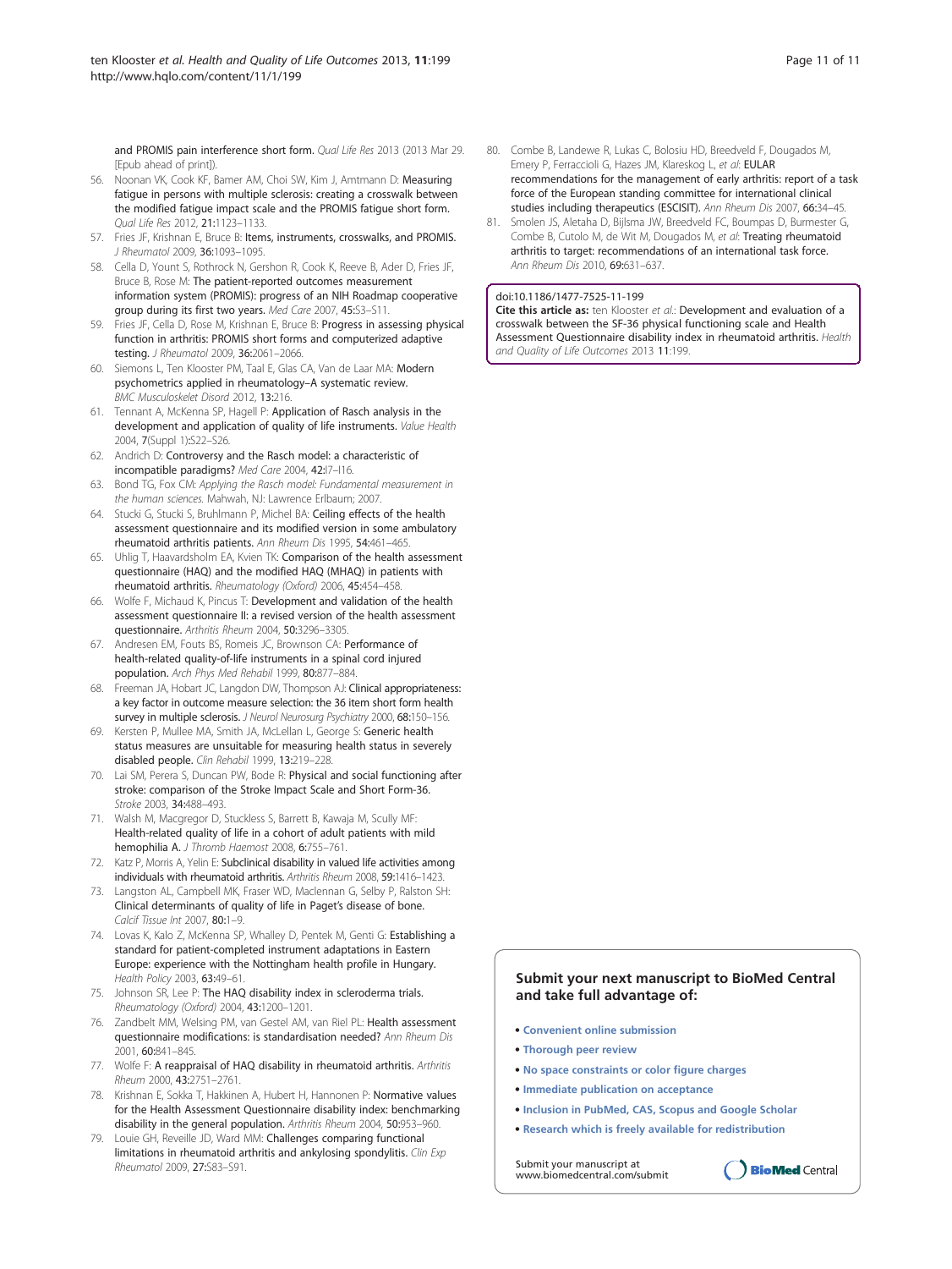and PROMIS pain interference short form. *Qual Life Res* 2013 (2013 Mar 29. [Epub ahead of print]).

56. Noonan VK, Cook KF, Bamer AM, Choi SW, Kim J, Amtmann D: **Measuring fatigue in persons with multiple sclerosis: creating a crosswalk between the modified fatigue impact scale and the PROMIS fatigue short form.** *Qual Life Res* 2012, **21:**1123–1133.
57. Fries JF, Krishnan E, Bruce B: **Items, instruments, crosswalks, and PROMIS.** *J Rheumatol* 2009, **36:**1093–1095.
58. Cella D, Yount S, Rothrock N, Gershon R, Cook K, Reeve B, Ader D, Fries JF, Bruce B, Rose M: **The patient-reported outcomes measurement information system (PROMIS): progress of an NIH Roadmap cooperative group during its first two years.** *Med Care* 2007, **45:**S3–S11.
59. Fries JF, Cella D, Rose M, Krishnan E, Bruce B: **Progress in assessing physical function in arthritis: PROMIS short forms and computerized adaptive testing.** *J Rheumatol* 2009, **36:**2061–2066.
60. Siemons L, Ten Klooster PM, Taal E, Glas CA, Van de Laar MA: **Modern psychometrics applied in rheumatology–A systematic review.** *BMC Musculoskelet Disord* 2012, **13:**216.
61. Tennant A, McKenna SP, Hagell P: **Application of Rasch analysis in the development and application of quality of life instruments.** *Value Health* 2004, **7**(Suppl 1)**:**S22–S26.
62. Andrich D: **Controversy and the Rasch model: a characteristic of incompatible paradigms?** *Med Care* 2004, **42:**I7–I16.
63. Bond TG, Fox CM: *Applying the Rasch model: Fundamental measurement in the human sciences.* Mahwah, NJ: Lawrence Erlbaum; 2007.
64. Stucki G, Stucki S, Bruhlmann P, Michel BA: **Ceiling effects of the health assessment questionnaire and its modified version in some ambulatory rheumatoid arthritis patients.** *Ann Rheum Dis* 1995, **54:**461–465.
65. Uhlig T, Haavardsholm EA, Kvien TK: **Comparison of the health assessment questionnaire (HAQ) and the modified HAQ (MHAQ) in patients with rheumatoid arthritis.** *Rheumatology (Oxford)* 2006, **45:**454–458.
66. Wolfe F, Michaud K, Pincus T: **Development and validation of the health assessment questionnaire II: a revised version of the health assessment questionnaire.** *Arthritis Rheum* 2004, **50:**3296–3305.
67. Andresen EM, Fouts BS, Romeis JC, Brownson CA: **Performance of health-related quality-of-life instruments in a spinal cord injured population.** *Arch Phys Med Rehabil* 1999, **80:**877–884.
68. Freeman JA, Hobart JC, Langdon DW, Thompson AJ: **Clinical appropriateness: a key factor in outcome measure selection: the 36 item short form health survey in multiple sclerosis.** *J Neurol Neurosurg Psychiatry* 2000, **68:**150–156.
69. Kersten P, Mullee MA, Smith JA, McLellan L, George S: **Generic health status measures are unsuitable for measuring health status in severely disabled people.** *Clin Rehabil* 1999, **13:**219–228.
70. Lai SM, Perera S, Duncan PW, Bode R: **Physical and social functioning after stroke: comparison of the Stroke Impact Scale and Short Form-36.** *Stroke* 2003, **34:**488–493.
71. Walsh M, Macgregor D, Stuckless S, Barrett B, Kawaja M, Scully MF: **Health-related quality of life in a cohort of adult patients with mild hemophilia A.** *J Thromb Haemost* 2008, **6:**755–761.
72. Katz P, Morris A, Yelin E: **Subclinical disability in valued life activities among individuals with rheumatoid arthritis.** *Arthritis Rheum* 2008, **59:**1416–1423.
73. Langston AL, Campbell MK, Fraser WD, Maclennan G, Selby P, Ralston SH: **Clinical determinants of quality of life in Paget's disease of bone.** *Calcif Tissue Int* 2007, **80:**1–9.
74. Lovas K, Kalo Z, McKenna SP, Whalley D, Pentek M, Genti G: **Establishing a standard for patient-completed instrument adaptations in Eastern Europe: experience with the Nottingham health profile in Hungary.** *Health Policy* 2003, **63:**49–61.
75. Johnson SR, Lee P: **The HAQ disability index in scleroderma trials.** *Rheumatology (Oxford)* 2004, **43:**1200–1201.
76. Zandbelt MM, Welsing PM, van Gestel AM, van Riel PL: **Health assessment questionnaire modifications: is standardisation needed?** *Ann Rheum Dis* 2001, **60:**841–845.
77. Wolfe F: **A reappraisal of HAQ disability in rheumatoid arthritis.** *Arthritis Rheum* 2000, **43:**2751–2761.
78. Krishnan E, Sokka T, Hakkinen A, Hubert H, Hannonen P: **Normative values for the Health Assessment Questionnaire disability index: benchmarking disability in the general population.** *Arthritis Rheum* 2004, **50:**953–960.
79. Louie GH, Reveille JD, Ward MM: **Challenges comparing functional limitations in rheumatoid arthritis and ankylosing spondylitis.** *Clin Exp Rheumatol* 2009, **27:**S83–S91.
80. Combe B, Landewe R, Lukas C, Bolosiu HD, Breedveld F, Dougados M, Emery P, Ferraccioli G, Hazes JM, Klareskog L, *et al*: **EULAR recommendations for the management of early arthritis: report of a task force of the European standing committee for international clinical studies including therapeutics (ESCISIT).** *Ann Rheum Dis* 2007, **66:**34–45.
81. Smolen JS, Aletaha D, Bijlsma JW, Breedveld FC, Boumpas D, Burmester G, Combe B, Cutolo M, de Wit M, Dougados M, *et al*: **Treating rheumatoid arthritis to target: recommendations of an international task force.** *Ann Rheum Dis* 2010, **69:**631–637.

doi:10.1186/1477-7525-11-199

**Cite this article as:** ten Klooster *et al.*: Development and evaluation of a crosswalk between the SF-36 physical functioning scale and Health Assessment Questionnaire disability index in rheumatoid arthritis. *Health and Quality of Life Outcomes* 2013 **11**:199.

**Submit your next manuscript to BioMed Central and take full advantage of:**

- Convenient online submission
- Thorough peer review
- No space constraints or color figure charges
- Immediate publication on acceptance
- Inclusion in PubMed, CAS, Scopus and Google Scholar
- Research which is freely available for redistribution

Submit your manuscript at www.biomedcentral.com/submit

BioMed Central